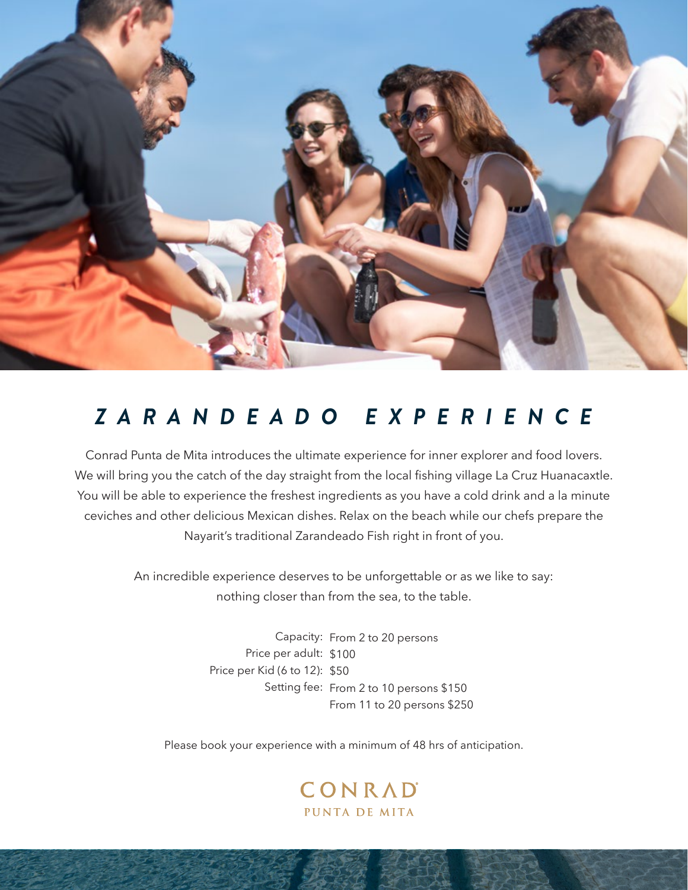# ZARANDEADO EXPERIENCE

Conrad Punta de Mita introduces the ultimate experience for inner explorer and food lovers. We will bring you the catch of the day straight from the local fishing village La Cruz Huanacaxtle. You will be able to experience the freshest ingredients as you have a cold drink and a la minute ceviches and other delicious Mexican dishes. Relax on the beach while our chefs prepare the Nayarit's traditional Zarandeado Fish right in front of you.

An incredible experience deserves to be unforgettable or as we like to say: nothing closer than from the sea, to the table.

| | |
|---|---|
| Capacity: | From 2 to 20 persons |
| Price per adult: | $100 |
| Price per Kid (6 to 12): | $50 |
| Setting fee: | From 2 to 10 persons $150 |
| | From 11 to 20 persons $250 |

Please book your experience with a minimum of 48 hrs of anticipation.

CONRAD
PUNTA DE MITA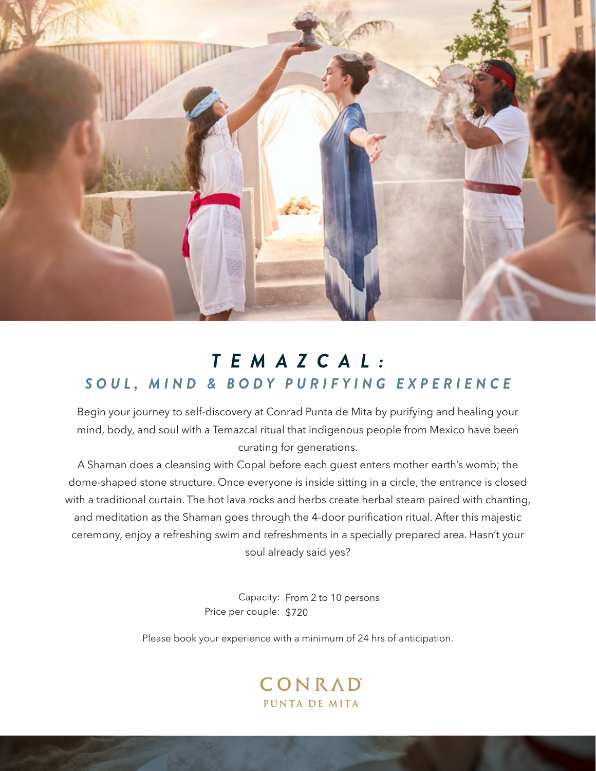# TEMAZCAL:

## SOUL, MIND & BODY PURIFYING EXPERIENCE

Begin your journey to self-discovery at Conrad Punta de Mita by purifying and healing your mind, body, and soul with a Temazcal ritual that indigenous people from Mexico have been curating for generations.

A Shaman does a cleansing with Copal before each guest enters mother earth's womb; the dome-shaped stone structure. Once everyone is inside sitting in a circle, the entrance is closed with a traditional curtain. The hot lava rocks and herbs create herbal steam paired with chanting, and meditation as the Shaman goes through the 4-door purification ritual. After this majestic ceremony, enjoy a refreshing swim and refreshments in a specially prepared area. Hasn't your soul already said yes?

Capacity: From 2 to 10 persons
Price per couple: $720

Please book your experience with a minimum of 24 hrs of anticipation.

CONRAD
PUNTA DE MITA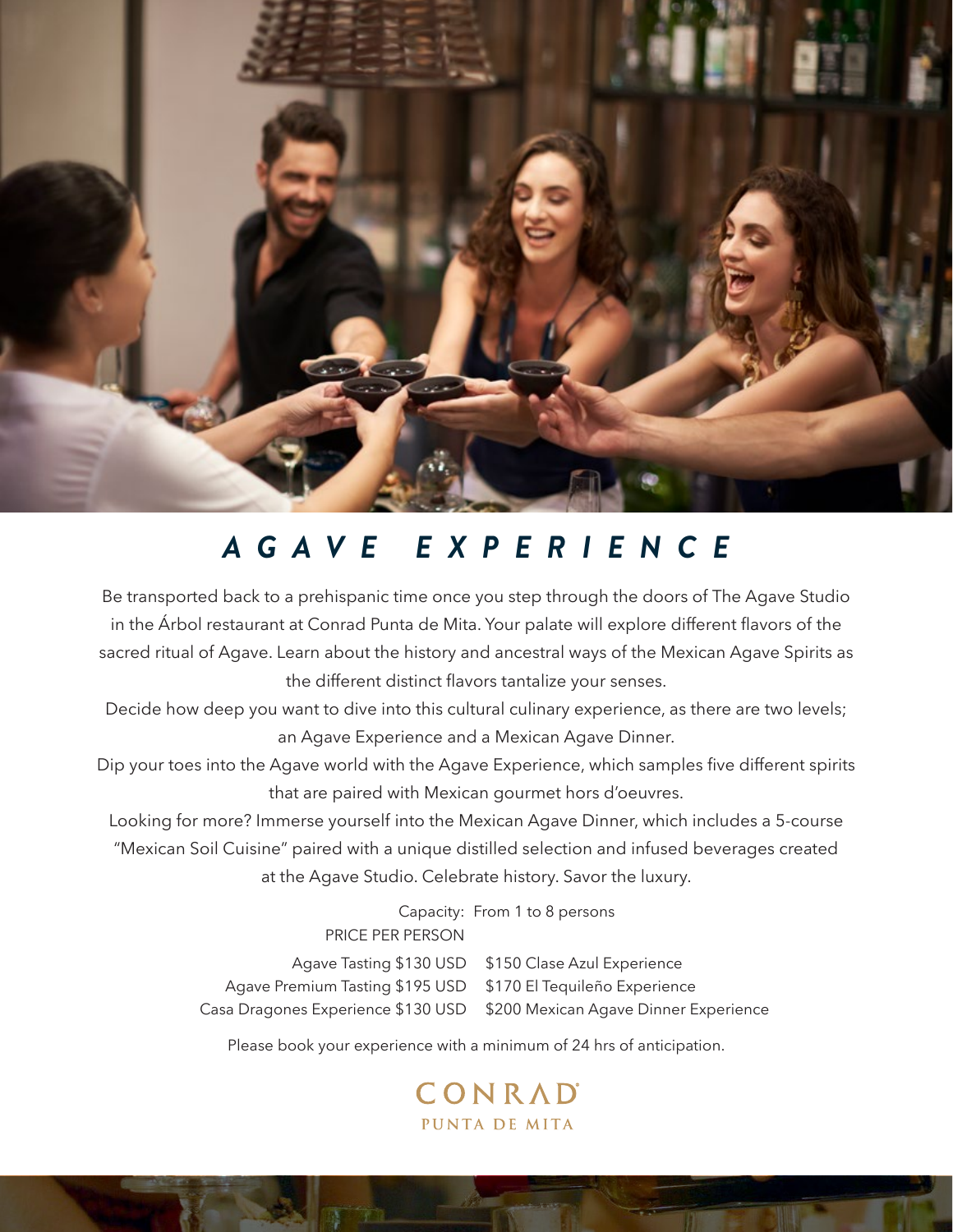# AGAVE EXPERIENCE

Be transported back to a prehispanic time once you step through the doors of The Agave Studio in the Árbol restaurant at Conrad Punta de Mita. Your palate will explore different flavors of the sacred ritual of Agave. Learn about the history and ancestral ways of the Mexican Agave Spirits as the different distinct flavors tantalize your senses.

Decide how deep you want to dive into this cultural culinary experience, as there are two levels; an Agave Experience and a Mexican Agave Dinner.

Dip your toes into the Agave world with the Agave Experience, which samples five different spirits that are paired with Mexican gourmet hors d'oeuvres.

Looking for more? Immerse yourself into the Mexican Agave Dinner, which includes a 5-course "Mexican Soil Cuisine" paired with a unique distilled selection and infused beverages created at the Agave Studio. Celebrate history. Savor the luxury.

Capacity: From 1 to 8 persons

PRICE PER PERSON

| | |
|---|---|
| Agave Tasting $130 USD | $150 Clase Azul Experience |
| Agave Premium Tasting $195 USD | $170 El Tequileño Experience |
| Casa Dragones Experience $130 USD | $200 Mexican Agave Dinner Experience |

Please book your experience with a minimum of 24 hrs of anticipation.

CONRAD
PUNTA DE MITA